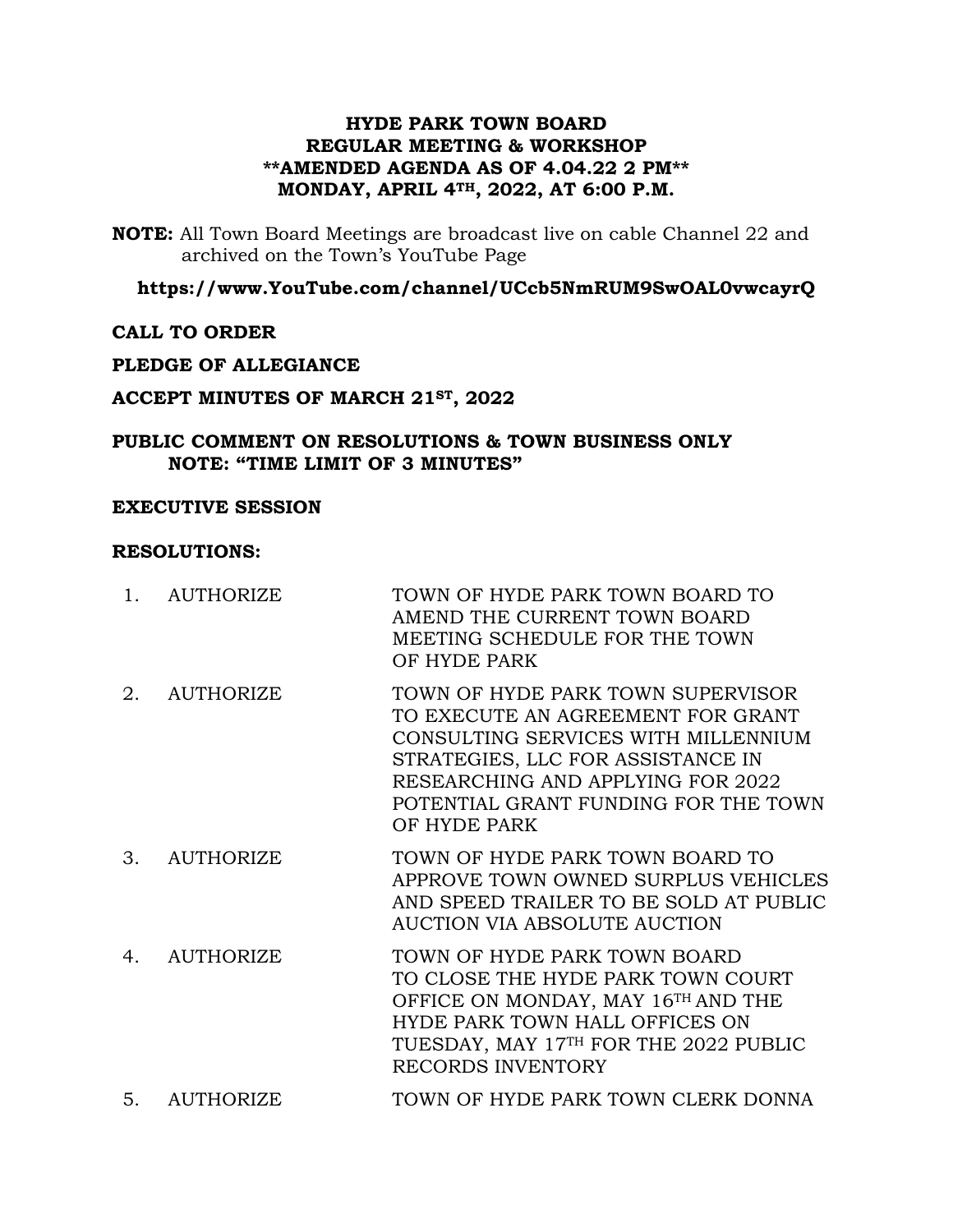# HYDE PARK TOWN BOARD
# REGULAR MEETING & WORKSHOP
# **AMENDED AGENDA AS OF 4.04.22 2 PM**
# MONDAY, APRIL 4TH, 2022, AT 6:00 P.M.

**NOTE:** All Town Board Meetings are broadcast live on cable Channel 22 and archived on the Town's YouTube Page

**https://www.YouTube.com/channel/UCcb5NmRUM9SwOAL0vwcayrQ**

**CALL TO ORDER**

**PLEDGE OF ALLEGIANCE**

**ACCEPT MINUTES OF MARCH 21ST, 2022**

**PUBLIC COMMENT ON RESOLUTIONS & TOWN BUSINESS ONLY**
**NOTE: "TIME LIMIT OF 3 MINUTES"**

**EXECUTIVE SESSION**

**RESOLUTIONS:**

| | | |
|---|---|---|
| 1. | AUTHORIZE | TOWN OF HYDE PARK TOWN BOARD TO AMEND THE CURRENT TOWN BOARD MEETING SCHEDULE FOR THE TOWN OF HYDE PARK |
| 2. | AUTHORIZE | TOWN OF HYDE PARK TOWN SUPERVISOR TO EXECUTE AN AGREEMENT FOR GRANT CONSULTING SERVICES WITH MILLENNIUM STRATEGIES, LLC FOR ASSISTANCE IN RESEARCHING AND APPLYING FOR 2022 POTENTIAL GRANT FUNDING FOR THE TOWN OF HYDE PARK |
| 3. | AUTHORIZE | TOWN OF HYDE PARK TOWN BOARD TO APPROVE TOWN OWNED SURPLUS VEHICLES AND SPEED TRAILER TO BE SOLD AT PUBLIC AUCTION VIA ABSOLUTE AUCTION |
| 4. | AUTHORIZE | TOWN OF HYDE PARK TOWN BOARD TO CLOSE THE HYDE PARK TOWN COURT OFFICE ON MONDAY, MAY 16TH AND THE HYDE PARK TOWN HALL OFFICES ON TUESDAY, MAY 17TH FOR THE 2022 PUBLIC RECORDS INVENTORY |
| 5. | AUTHORIZE | TOWN OF HYDE PARK TOWN CLERK DONNA |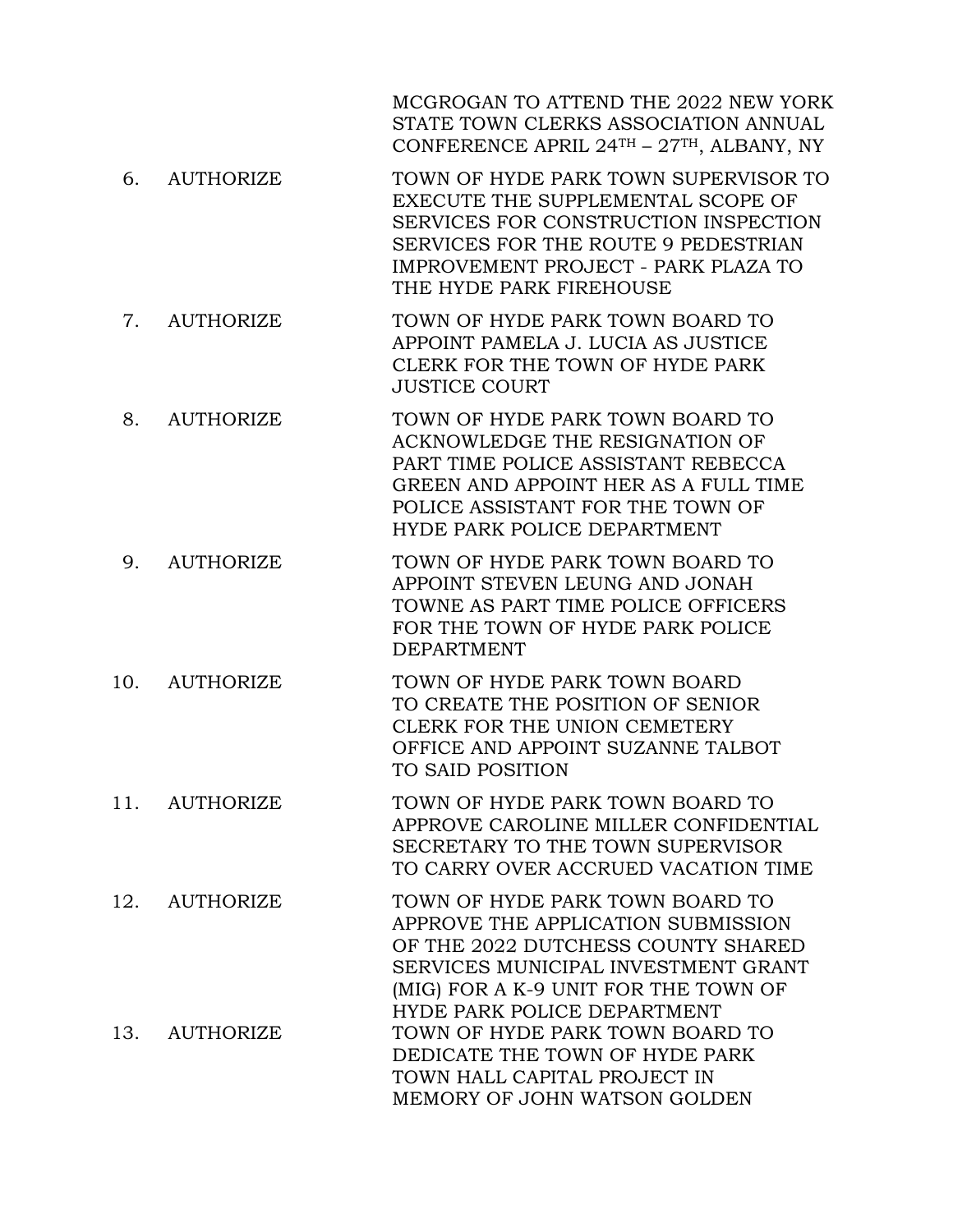MCGROGAN TO ATTEND THE 2022 NEW YORK STATE TOWN CLERKS ASSOCIATION ANNUAL CONFERENCE APRIL 24TH – 27TH, ALBANY, NY

6. AUTHORIZE — TOWN OF HYDE PARK TOWN SUPERVISOR TO EXECUTE THE SUPPLEMENTAL SCOPE OF SERVICES FOR CONSTRUCTION INSPECTION SERVICES FOR THE ROUTE 9 PEDESTRIAN IMPROVEMENT PROJECT - PARK PLAZA TO THE HYDE PARK FIREHOUSE

7. AUTHORIZE — TOWN OF HYDE PARK TOWN BOARD TO APPOINT PAMELA J. LUCIA AS JUSTICE CLERK FOR THE TOWN OF HYDE PARK JUSTICE COURT

8. AUTHORIZE — TOWN OF HYDE PARK TOWN BOARD TO ACKNOWLEDGE THE RESIGNATION OF PART TIME POLICE ASSISTANT REBECCA GREEN AND APPOINT HER AS A FULL TIME POLICE ASSISTANT FOR THE TOWN OF HYDE PARK POLICE DEPARTMENT

9. AUTHORIZE — TOWN OF HYDE PARK TOWN BOARD TO APPOINT STEVEN LEUNG AND JONAH TOWNE AS PART TIME POLICE OFFICERS FOR THE TOWN OF HYDE PARK POLICE DEPARTMENT

10. AUTHORIZE — TOWN OF HYDE PARK TOWN BOARD TO CREATE THE POSITION OF SENIOR CLERK FOR THE UNION CEMETERY OFFICE AND APPOINT SUZANNE TALBOT TO SAID POSITION

11. AUTHORIZE — TOWN OF HYDE PARK TOWN BOARD TO APPROVE CAROLINE MILLER CONFIDENTIAL SECRETARY TO THE TOWN SUPERVISOR TO CARRY OVER ACCRUED VACATION TIME

12. AUTHORIZE — TOWN OF HYDE PARK TOWN BOARD TO APPROVE THE APPLICATION SUBMISSION OF THE 2022 DUTCHESS COUNTY SHARED SERVICES MUNICIPAL INVESTMENT GRANT (MIG) FOR A K-9 UNIT FOR THE TOWN OF HYDE PARK POLICE DEPARTMENT

13. AUTHORIZE — TOWN OF HYDE PARK TOWN BOARD TO DEDICATE THE TOWN OF HYDE PARK TOWN HALL CAPITAL PROJECT IN MEMORY OF JOHN WATSON GOLDEN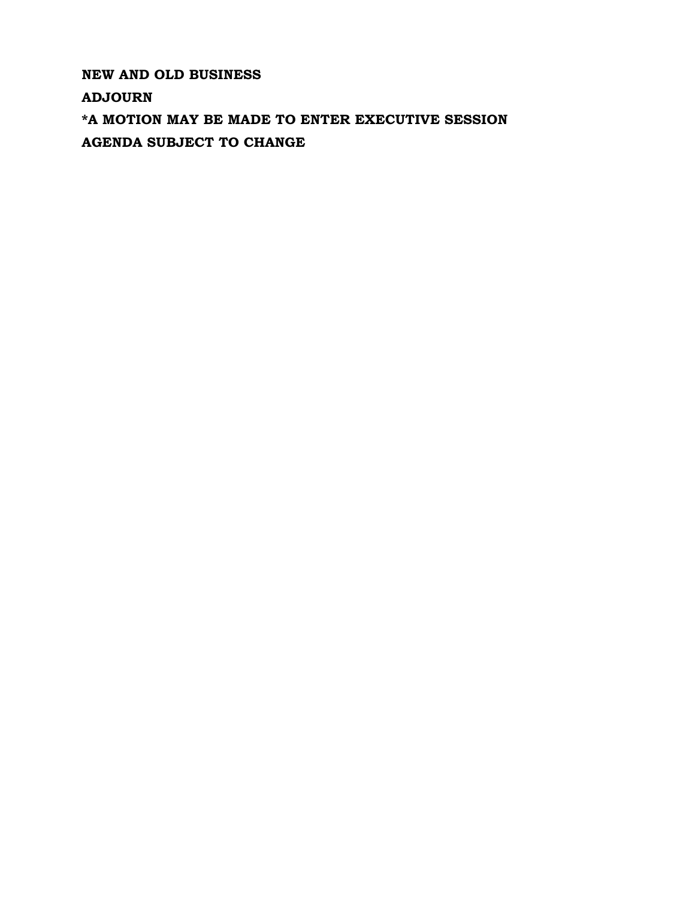**NEW AND OLD BUSINESS**

**ADJOURN**

***A MOTION MAY BE MADE TO ENTER EXECUTIVE SESSION**

**AGENDA SUBJECT TO CHANGE**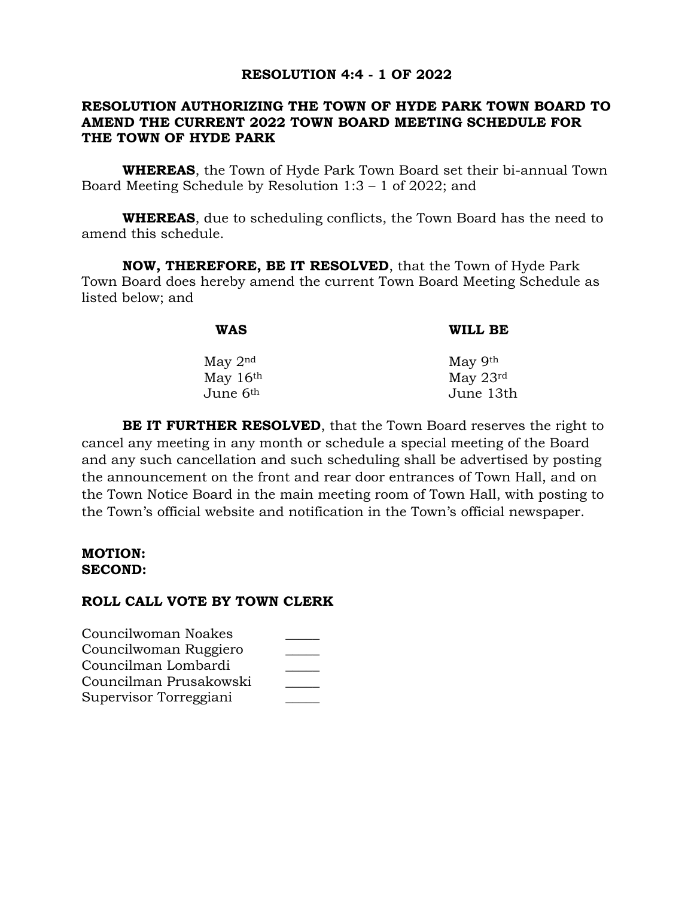**RESOLUTION 4:4 - 1 OF 2022**

**RESOLUTION AUTHORIZING THE TOWN OF HYDE PARK TOWN BOARD TO AMEND THE CURRENT 2022 TOWN BOARD MEETING SCHEDULE FOR THE TOWN OF HYDE PARK**

**WHEREAS**, the Town of Hyde Park Town Board set their bi-annual Town Board Meeting Schedule by Resolution 1:3 – 1 of 2022; and

**WHEREAS**, due to scheduling conflicts, the Town Board has the need to amend this schedule.

**NOW, THEREFORE, BE IT RESOLVED**, that the Town of Hyde Park Town Board does hereby amend the current Town Board Meeting Schedule as listed below; and

| **WAS** | **WILL BE** |
|---|---|
| May 2nd | May 9th |
| May 16th | May 23rd |
| June 6th | June 13th |

**BE IT FURTHER RESOLVED**, that the Town Board reserves the right to cancel any meeting in any month or schedule a special meeting of the Board and any such cancellation and such scheduling shall be advertised by posting the announcement on the front and rear door entrances of Town Hall, and on the Town Notice Board in the main meeting room of Town Hall, with posting to the Town's official website and notification in the Town's official newspaper.

**MOTION:**
**SECOND:**

**ROLL CALL VOTE BY TOWN CLERK**

| | |
|---|---|
| Councilwoman Noakes | _____ |
| Councilwoman Ruggiero | _____ |
| Councilman Lombardi | _____ |
| Councilman Prusakowski | _____ |
| Supervisor Torreggiani | _____ |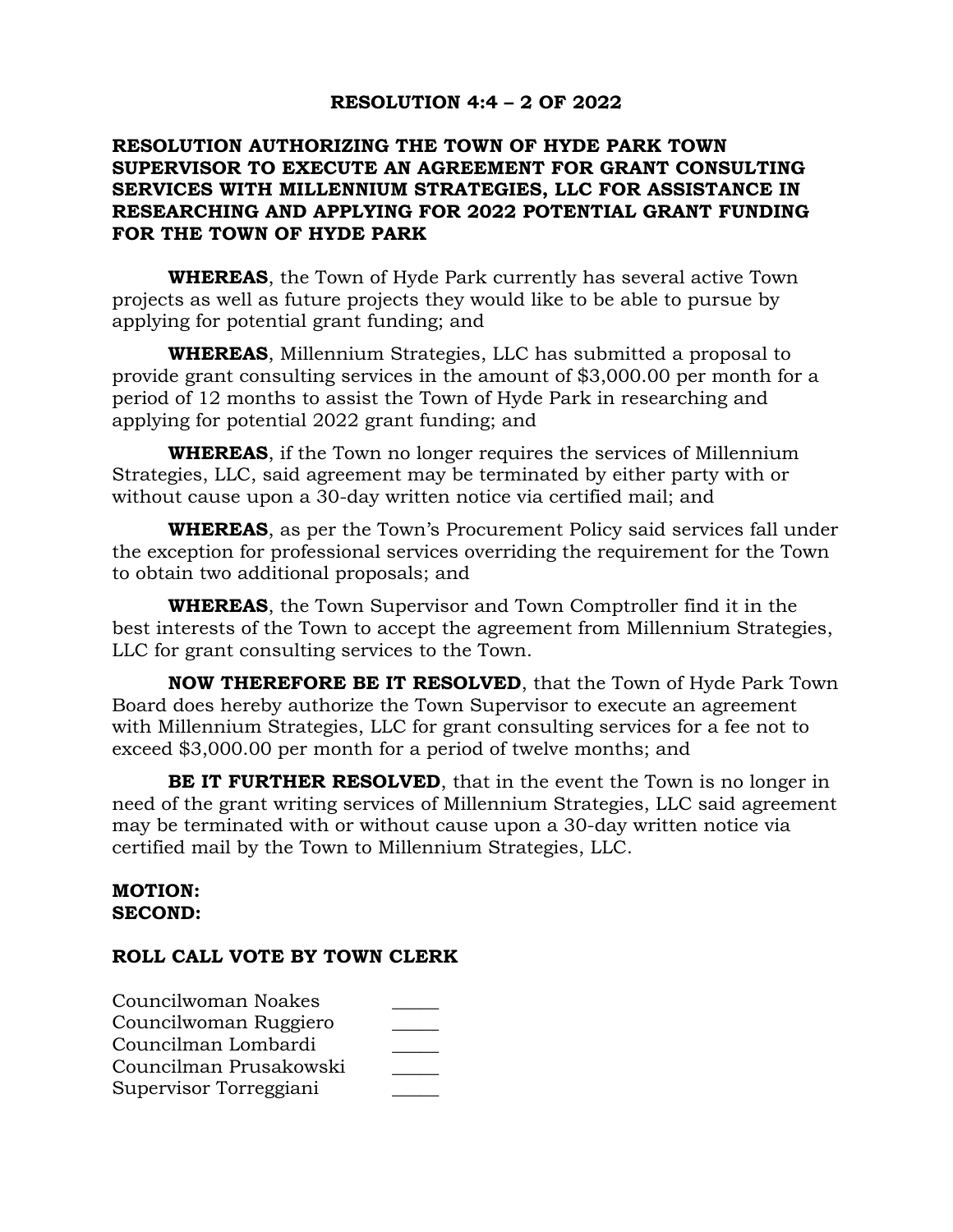**RESOLUTION 4:4 – 2 OF 2022**

**RESOLUTION AUTHORIZING THE TOWN OF HYDE PARK TOWN SUPERVISOR TO EXECUTE AN AGREEMENT FOR GRANT CONSULTING SERVICES WITH MILLENNIUM STRATEGIES, LLC FOR ASSISTANCE IN RESEARCHING AND APPLYING FOR 2022 POTENTIAL GRANT FUNDING FOR THE TOWN OF HYDE PARK**

**WHEREAS**, the Town of Hyde Park currently has several active Town projects as well as future projects they would like to be able to pursue by applying for potential grant funding; and

**WHEREAS**, Millennium Strategies, LLC has submitted a proposal to provide grant consulting services in the amount of $3,000.00 per month for a period of 12 months to assist the Town of Hyde Park in researching and applying for potential 2022 grant funding; and

**WHEREAS**, if the Town no longer requires the services of Millennium Strategies, LLC, said agreement may be terminated by either party with or without cause upon a 30-day written notice via certified mail; and

**WHEREAS**, as per the Town's Procurement Policy said services fall under the exception for professional services overriding the requirement for the Town to obtain two additional proposals; and

**WHEREAS**, the Town Supervisor and Town Comptroller find it in the best interests of the Town to accept the agreement from Millennium Strategies, LLC for grant consulting services to the Town.

**NOW THEREFORE BE IT RESOLVED**, that the Town of Hyde Park Town Board does hereby authorize the Town Supervisor to execute an agreement with Millennium Strategies, LLC for grant consulting services for a fee not to exceed $3,000.00 per month for a period of twelve months; and

**BE IT FURTHER RESOLVED**, that in the event the Town is no longer in need of the grant writing services of Millennium Strategies, LLC said agreement may be terminated with or without cause upon a 30-day written notice via certified mail by the Town to Millennium Strategies, LLC.

**MOTION:**
**SECOND:**

**ROLL CALL VOTE BY TOWN CLERK**

Councilwoman Noakes _____
Councilwoman Ruggiero _____
Councilman Lombardi _____
Councilman Prusakowski _____
Supervisor Torreggiani _____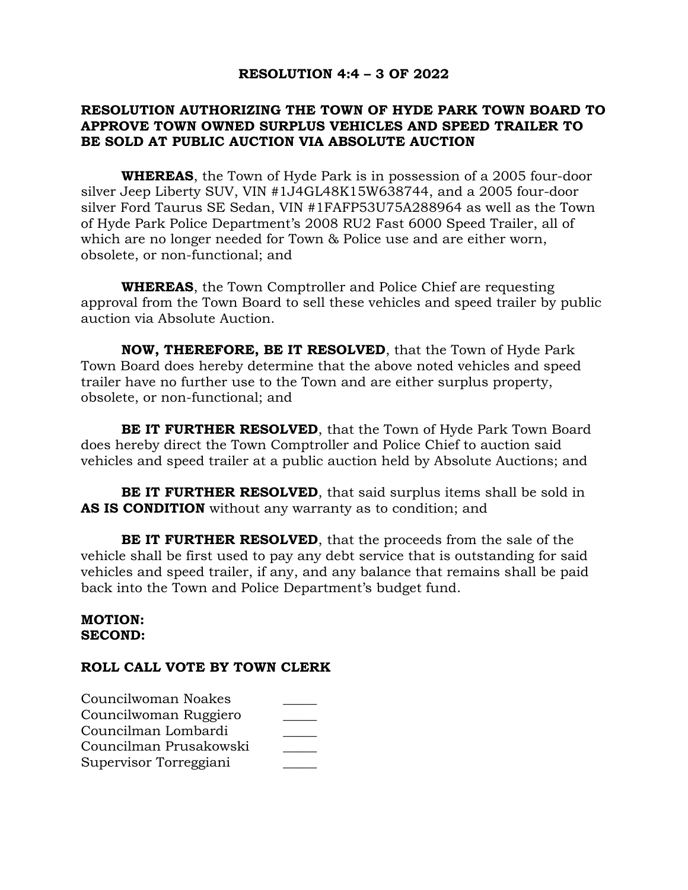**RESOLUTION 4:4 – 3 OF 2022**

**RESOLUTION AUTHORIZING THE TOWN OF HYDE PARK TOWN BOARD TO APPROVE TOWN OWNED SURPLUS VEHICLES AND SPEED TRAILER TO BE SOLD AT PUBLIC AUCTION VIA ABSOLUTE AUCTION**

**WHEREAS**, the Town of Hyde Park is in possession of a 2005 four-door silver Jeep Liberty SUV, VIN #1J4GL48K15W638744, and a 2005 four-door silver Ford Taurus SE Sedan, VIN #1FAFP53U75A288964 as well as the Town of Hyde Park Police Department's 2008 RU2 Fast 6000 Speed Trailer, all of which are no longer needed for Town & Police use and are either worn, obsolete, or non-functional; and

**WHEREAS**, the Town Comptroller and Police Chief are requesting approval from the Town Board to sell these vehicles and speed trailer by public auction via Absolute Auction.

**NOW, THEREFORE, BE IT RESOLVED**, that the Town of Hyde Park Town Board does hereby determine that the above noted vehicles and speed trailer have no further use to the Town and are either surplus property, obsolete, or non-functional; and

**BE IT FURTHER RESOLVED**, that the Town of Hyde Park Town Board does hereby direct the Town Comptroller and Police Chief to auction said vehicles and speed trailer at a public auction held by Absolute Auctions; and

**BE IT FURTHER RESOLVED**, that said surplus items shall be sold in **AS IS CONDITION** without any warranty as to condition; and

**BE IT FURTHER RESOLVED**, that the proceeds from the sale of the vehicle shall be first used to pay any debt service that is outstanding for said vehicles and speed trailer, if any, and any balance that remains shall be paid back into the Town and Police Department's budget fund.

**MOTION:**
**SECOND:**

**ROLL CALL VOTE BY TOWN CLERK**

Councilwoman Noakes _____
Councilwoman Ruggiero _____
Councilman Lombardi _____
Councilman Prusakowski _____
Supervisor Torreggiani _____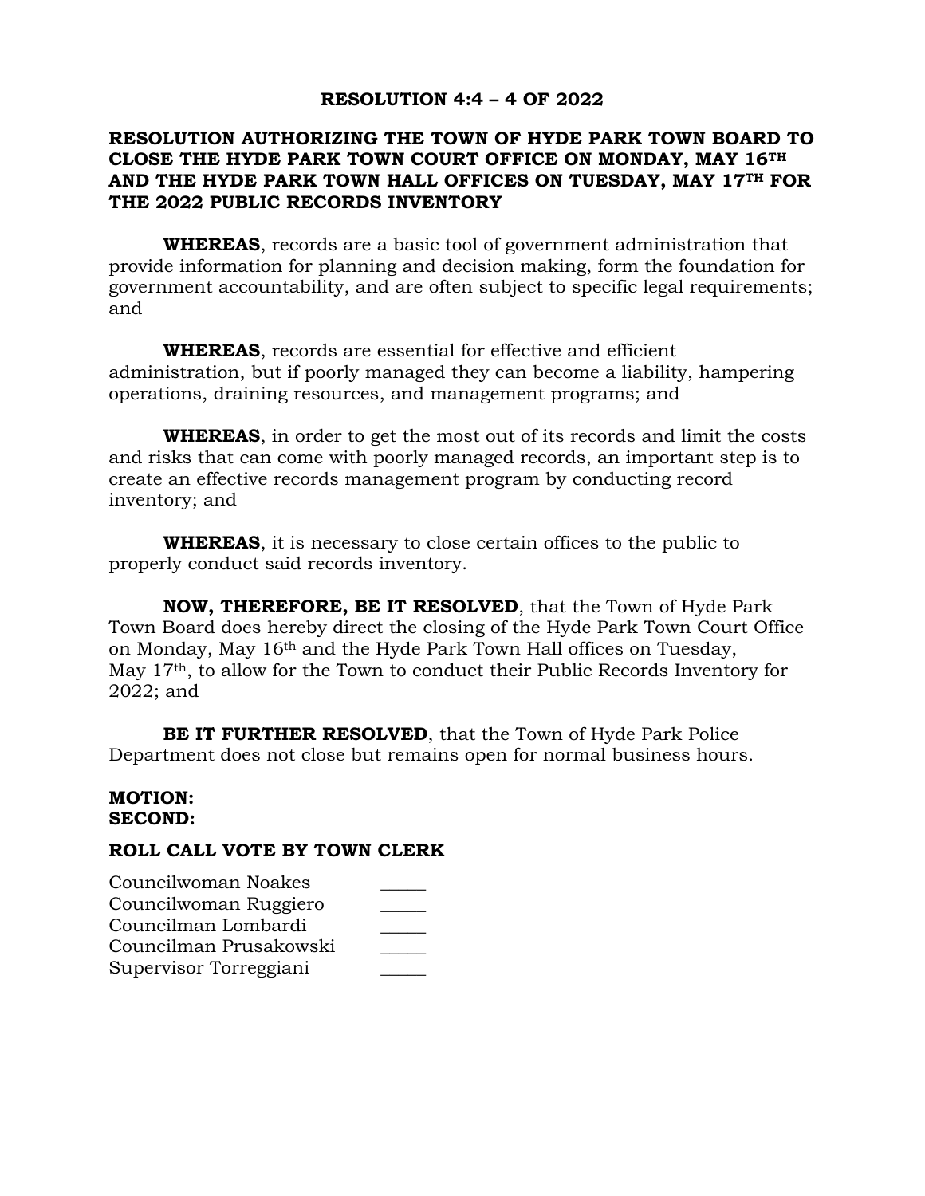**RESOLUTION 4:4 – 4 OF 2022**

**RESOLUTION AUTHORIZING THE TOWN OF HYDE PARK TOWN BOARD TO CLOSE THE HYDE PARK TOWN COURT OFFICE ON MONDAY, MAY 16TH AND THE HYDE PARK TOWN HALL OFFICES ON TUESDAY, MAY 17TH FOR THE 2022 PUBLIC RECORDS INVENTORY**

**WHEREAS**, records are a basic tool of government administration that provide information for planning and decision making, form the foundation for government accountability, and are often subject to specific legal requirements; and

**WHEREAS**, records are essential for effective and efficient administration, but if poorly managed they can become a liability, hampering operations, draining resources, and management programs; and

**WHEREAS**, in order to get the most out of its records and limit the costs and risks that can come with poorly managed records, an important step is to create an effective records management program by conducting record inventory; and

**WHEREAS**, it is necessary to close certain offices to the public to properly conduct said records inventory.

**NOW, THEREFORE, BE IT RESOLVED**, that the Town of Hyde Park Town Board does hereby direct the closing of the Hyde Park Town Court Office on Monday, May 16th and the Hyde Park Town Hall offices on Tuesday, May 17th, to allow for the Town to conduct their Public Records Inventory for 2022; and

**BE IT FURTHER RESOLVED**, that the Town of Hyde Park Police Department does not close but remains open for normal business hours.

**MOTION:**
**SECOND:**

**ROLL CALL VOTE BY TOWN CLERK**

Councilwoman Noakes _____
Councilwoman Ruggiero _____
Councilman Lombardi _____
Councilman Prusakowski _____
Supervisor Torreggiani _____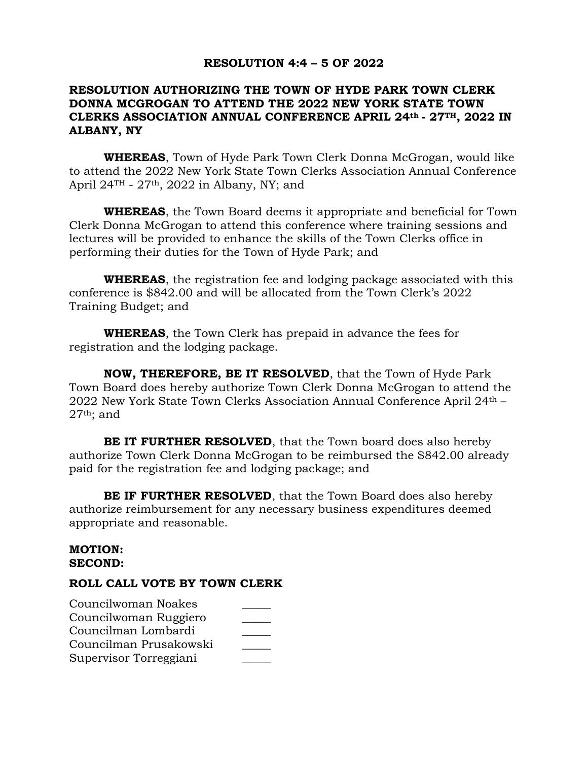**RESOLUTION 4:4 – 5 OF 2022**

**RESOLUTION AUTHORIZING THE TOWN OF HYDE PARK TOWN CLERK DONNA MCGROGAN TO ATTEND THE 2022 NEW YORK STATE TOWN CLERKS ASSOCIATION ANNUAL CONFERENCE APRIL 24th - 27TH, 2022 IN ALBANY, NY**

**WHEREAS**, Town of Hyde Park Town Clerk Donna McGrogan, would like to attend the 2022 New York State Town Clerks Association Annual Conference April 24TH - 27th, 2022 in Albany, NY; and

**WHEREAS**, the Town Board deems it appropriate and beneficial for Town Clerk Donna McGrogan to attend this conference where training sessions and lectures will be provided to enhance the skills of the Town Clerks office in performing their duties for the Town of Hyde Park; and

**WHEREAS**, the registration fee and lodging package associated with this conference is $842.00 and will be allocated from the Town Clerk's 2022 Training Budget; and

**WHEREAS**, the Town Clerk has prepaid in advance the fees for registration and the lodging package.

**NOW, THEREFORE, BE IT RESOLVED**, that the Town of Hyde Park Town Board does hereby authorize Town Clerk Donna McGrogan to attend the 2022 New York State Town Clerks Association Annual Conference April 24th – 27th; and

**BE IT FURTHER RESOLVED**, that the Town board does also hereby authorize Town Clerk Donna McGrogan to be reimbursed the $842.00 already paid for the registration fee and lodging package; and

**BE IF FURTHER RESOLVED**, that the Town Board does also hereby authorize reimbursement for any necessary business expenditures deemed appropriate and reasonable.

**MOTION:**
**SECOND:**

**ROLL CALL VOTE BY TOWN CLERK**

| | |
|---|---|
| Councilwoman Noakes | _____ |
| Councilwoman Ruggiero | _____ |
| Councilman Lombardi | _____ |
| Councilman Prusakowski | _____ |
| Supervisor Torreggiani | _____ |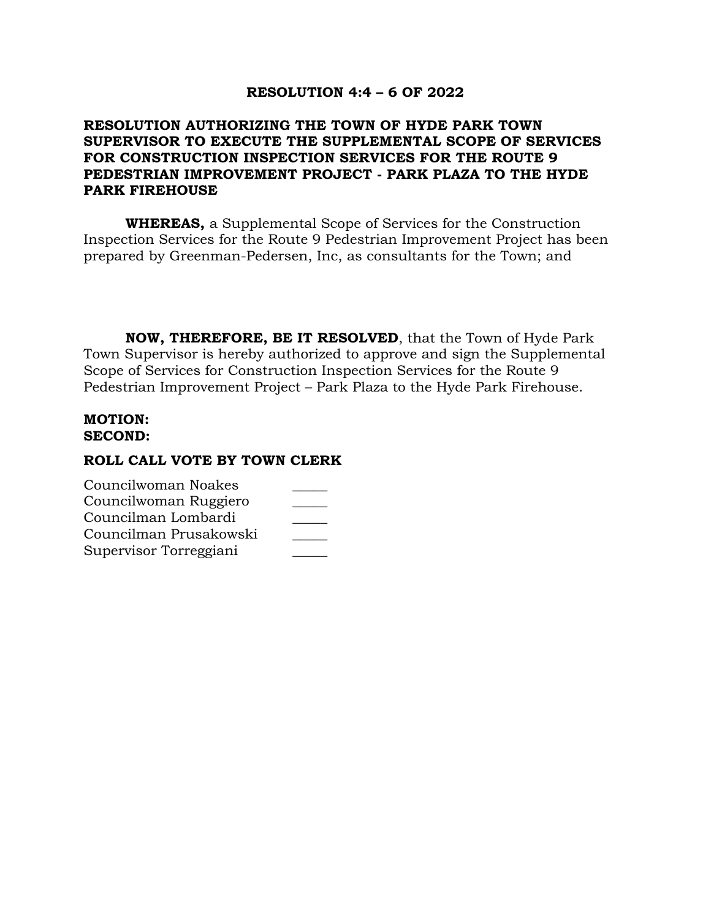**RESOLUTION 4:4 – 6 OF 2022**

**RESOLUTION AUTHORIZING THE TOWN OF HYDE PARK TOWN SUPERVISOR TO EXECUTE THE SUPPLEMENTAL SCOPE OF SERVICES FOR CONSTRUCTION INSPECTION SERVICES FOR THE ROUTE 9 PEDESTRIAN IMPROVEMENT PROJECT - PARK PLAZA TO THE HYDE PARK FIREHOUSE**

**WHEREAS,** a Supplemental Scope of Services for the Construction Inspection Services for the Route 9 Pedestrian Improvement Project has been prepared by Greenman-Pedersen, Inc, as consultants for the Town; and

**NOW, THEREFORE, BE IT RESOLVED**, that the Town of Hyde Park Town Supervisor is hereby authorized to approve and sign the Supplemental Scope of Services for Construction Inspection Services for the Route 9 Pedestrian Improvement Project – Park Plaza to the Hyde Park Firehouse.

**MOTION:**
**SECOND:**

**ROLL CALL VOTE BY TOWN CLERK**

Councilwoman Noakes _____
Councilwoman Ruggiero _____
Councilman Lombardi _____
Councilman Prusakowski _____
Supervisor Torreggiani _____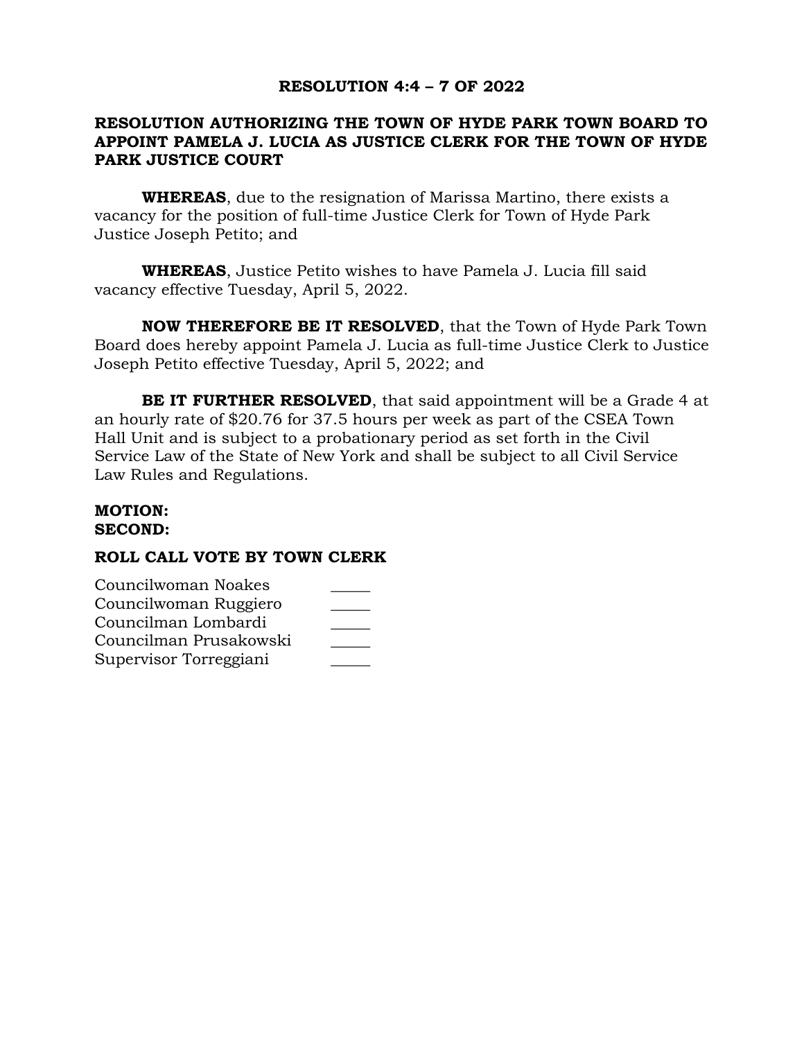# RESOLUTION 4:4 – 7 OF 2022

## RESOLUTION AUTHORIZING THE TOWN OF HYDE PARK TOWN BOARD TO APPOINT PAMELA J. LUCIA AS JUSTICE CLERK FOR THE TOWN OF HYDE PARK JUSTICE COURT

**WHEREAS**, due to the resignation of Marissa Martino, there exists a vacancy for the position of full-time Justice Clerk for Town of Hyde Park Justice Joseph Petito; and

**WHEREAS**, Justice Petito wishes to have Pamela J. Lucia fill said vacancy effective Tuesday, April 5, 2022.

**NOW THEREFORE BE IT RESOLVED**, that the Town of Hyde Park Town Board does hereby appoint Pamela J. Lucia as full-time Justice Clerk to Justice Joseph Petito effective Tuesday, April 5, 2022; and

**BE IT FURTHER RESOLVED**, that said appointment will be a Grade 4 at an hourly rate of $20.76 for 37.5 hours per week as part of the CSEA Town Hall Unit and is subject to a probationary period as set forth in the Civil Service Law of the State of New York and shall be subject to all Civil Service Law Rules and Regulations.

**MOTION:**
**SECOND:**

**ROLL CALL VOTE BY TOWN CLERK**

Councilwoman Noakes _____
Councilwoman Ruggiero _____
Councilman Lombardi _____
Councilman Prusakowski _____
Supervisor Torreggiani _____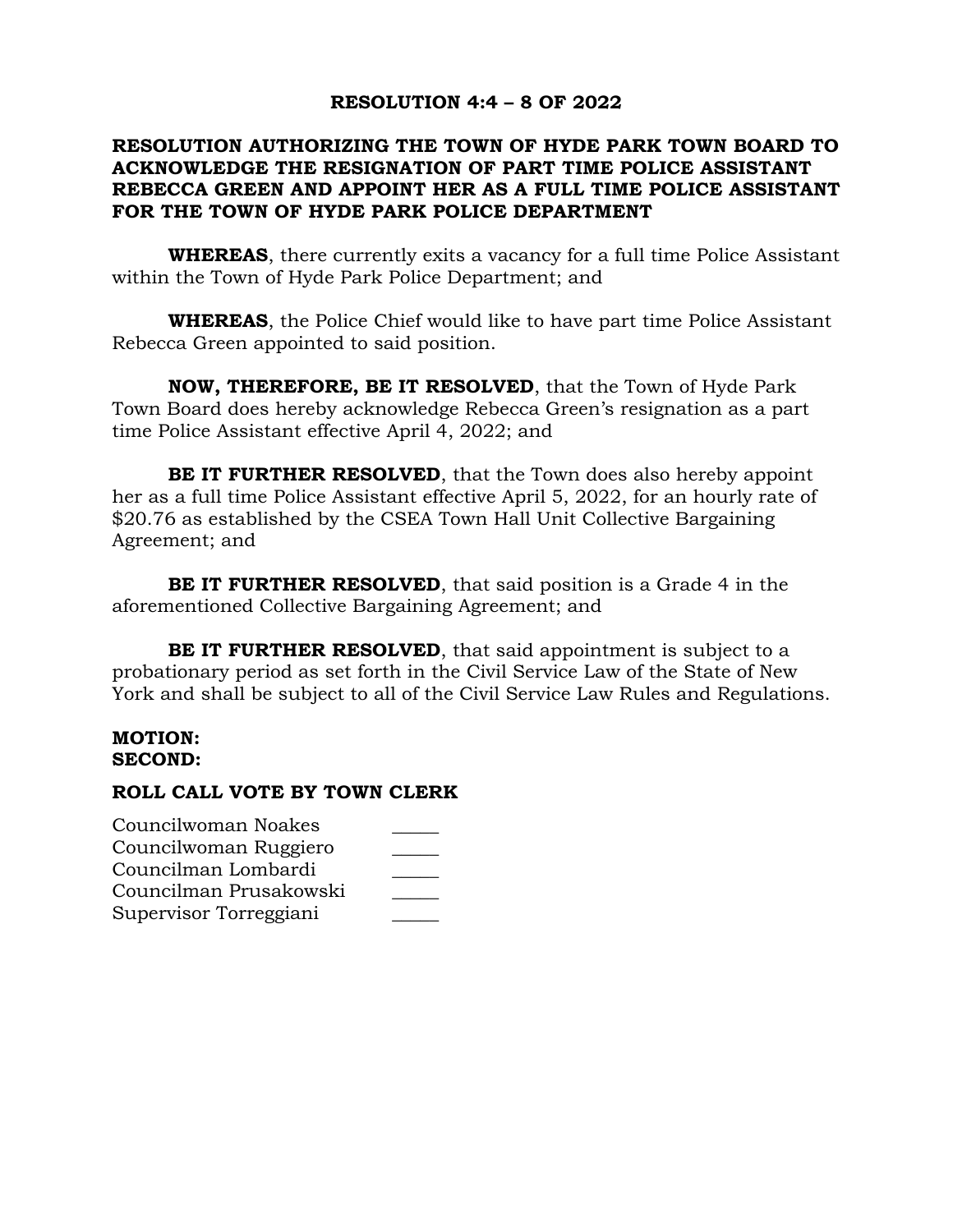**RESOLUTION 4:4 – 8 OF 2022**

**RESOLUTION AUTHORIZING THE TOWN OF HYDE PARK TOWN BOARD TO ACKNOWLEDGE THE RESIGNATION OF PART TIME POLICE ASSISTANT REBECCA GREEN AND APPOINT HER AS A FULL TIME POLICE ASSISTANT FOR THE TOWN OF HYDE PARK POLICE DEPARTMENT**

**WHEREAS**, there currently exits a vacancy for a full time Police Assistant within the Town of Hyde Park Police Department; and

**WHEREAS**, the Police Chief would like to have part time Police Assistant Rebecca Green appointed to said position.

**NOW, THEREFORE, BE IT RESOLVED**, that the Town of Hyde Park Town Board does hereby acknowledge Rebecca Green's resignation as a part time Police Assistant effective April 4, 2022; and

**BE IT FURTHER RESOLVED**, that the Town does also hereby appoint her as a full time Police Assistant effective April 5, 2022, for an hourly rate of $20.76 as established by the CSEA Town Hall Unit Collective Bargaining Agreement; and

**BE IT FURTHER RESOLVED**, that said position is a Grade 4 in the aforementioned Collective Bargaining Agreement; and

**BE IT FURTHER RESOLVED**, that said appointment is subject to a probationary period as set forth in the Civil Service Law of the State of New York and shall be subject to all of the Civil Service Law Rules and Regulations.

**MOTION:**
**SECOND:**

**ROLL CALL VOTE BY TOWN CLERK**

Councilwoman Noakes _____
Councilwoman Ruggiero _____
Councilman Lombardi _____
Councilman Prusakowski _____
Supervisor Torreggiani _____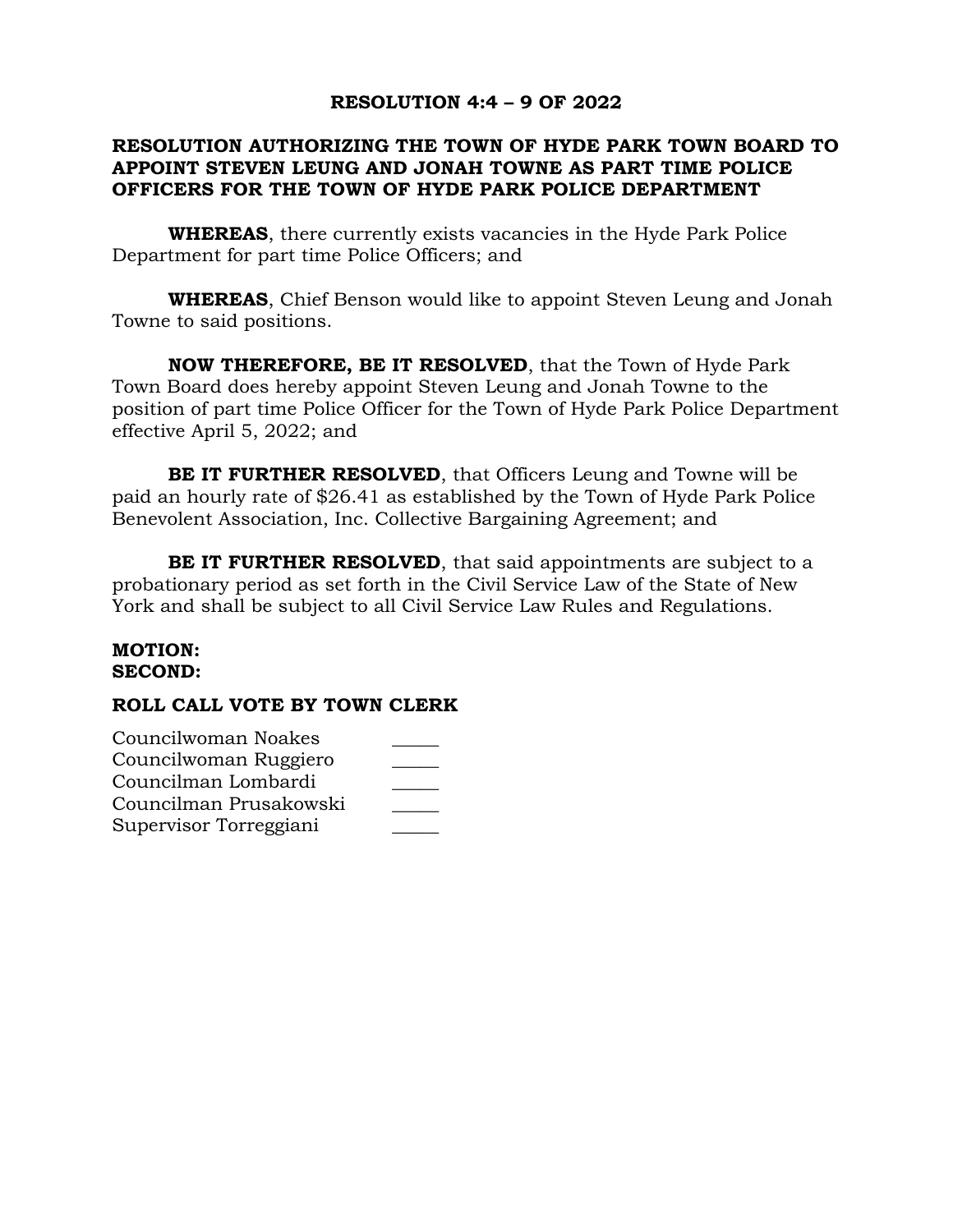**RESOLUTION 4:4 – 9 OF 2022**

**RESOLUTION AUTHORIZING THE TOWN OF HYDE PARK TOWN BOARD TO APPOINT STEVEN LEUNG AND JONAH TOWNE AS PART TIME POLICE OFFICERS FOR THE TOWN OF HYDE PARK POLICE DEPARTMENT**

**WHEREAS**, there currently exists vacancies in the Hyde Park Police Department for part time Police Officers; and

**WHEREAS**, Chief Benson would like to appoint Steven Leung and Jonah Towne to said positions.

**NOW THEREFORE, BE IT RESOLVED**, that the Town of Hyde Park Town Board does hereby appoint Steven Leung and Jonah Towne to the position of part time Police Officer for the Town of Hyde Park Police Department effective April 5, 2022; and

**BE IT FURTHER RESOLVED**, that Officers Leung and Towne will be paid an hourly rate of $26.41 as established by the Town of Hyde Park Police Benevolent Association, Inc. Collective Bargaining Agreement; and

**BE IT FURTHER RESOLVED**, that said appointments are subject to a probationary period as set forth in the Civil Service Law of the State of New York and shall be subject to all Civil Service Law Rules and Regulations.

**MOTION:**
**SECOND:**

**ROLL CALL VOTE BY TOWN CLERK**

Councilwoman Noakes _____
Councilwoman Ruggiero _____
Councilman Lombardi _____
Councilman Prusakowski _____
Supervisor Torreggiani _____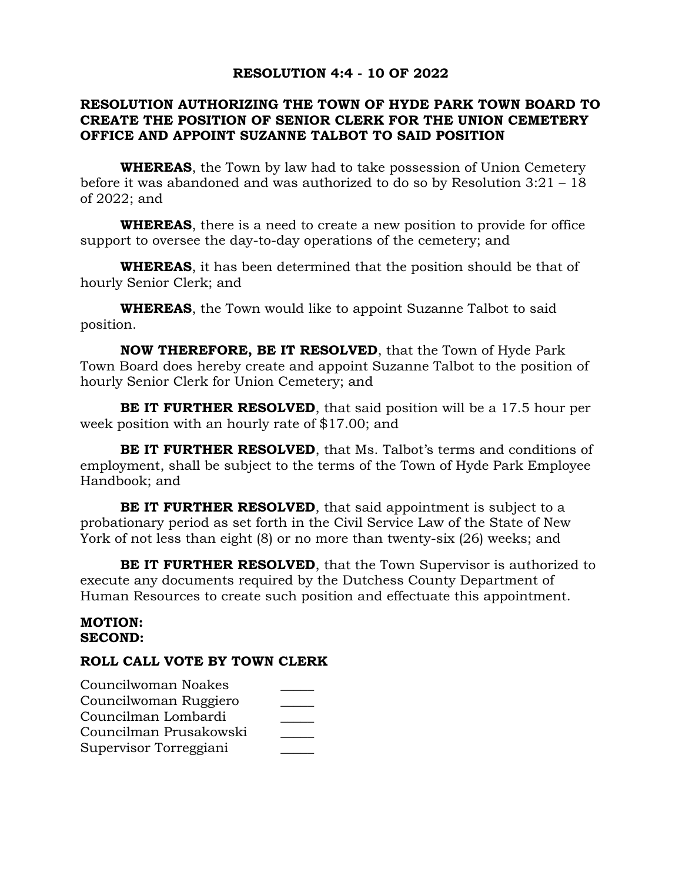**RESOLUTION 4:4 - 10 OF 2022**

**RESOLUTION AUTHORIZING THE TOWN OF HYDE PARK TOWN BOARD TO CREATE THE POSITION OF SENIOR CLERK FOR THE UNION CEMETERY OFFICE AND APPOINT SUZANNE TALBOT TO SAID POSITION**

**WHEREAS**, the Town by law had to take possession of Union Cemetery before it was abandoned and was authorized to do so by Resolution 3:21 – 18 of 2022; and

**WHEREAS**, there is a need to create a new position to provide for office support to oversee the day-to-day operations of the cemetery; and

**WHEREAS**, it has been determined that the position should be that of hourly Senior Clerk; and

**WHEREAS**, the Town would like to appoint Suzanne Talbot to said position.

**NOW THEREFORE, BE IT RESOLVED**, that the Town of Hyde Park Town Board does hereby create and appoint Suzanne Talbot to the position of hourly Senior Clerk for Union Cemetery; and

**BE IT FURTHER RESOLVED**, that said position will be a 17.5 hour per week position with an hourly rate of $17.00; and

**BE IT FURTHER RESOLVED**, that Ms. Talbot's terms and conditions of employment, shall be subject to the terms of the Town of Hyde Park Employee Handbook; and

**BE IT FURTHER RESOLVED**, that said appointment is subject to a probationary period as set forth in the Civil Service Law of the State of New York of not less than eight (8) or no more than twenty-six (26) weeks; and

**BE IT FURTHER RESOLVED**, that the Town Supervisor is authorized to execute any documents required by the Dutchess County Department of Human Resources to create such position and effectuate this appointment.

**MOTION:**
**SECOND:**

**ROLL CALL VOTE BY TOWN CLERK**

Councilwoman Noakes _____
Councilwoman Ruggiero _____
Councilman Lombardi _____
Councilman Prusakowski _____
Supervisor Torreggiani _____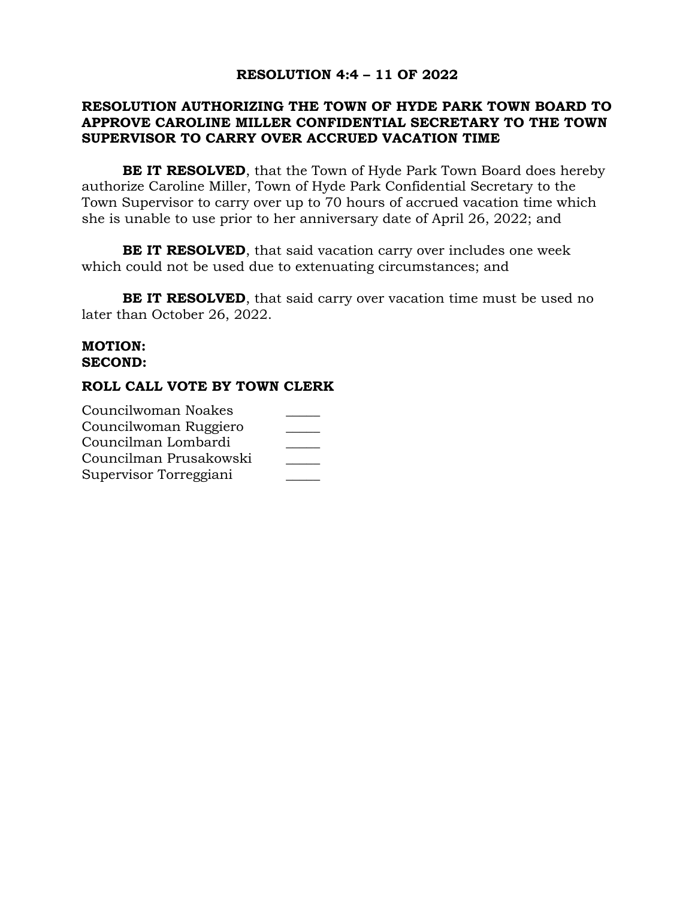**RESOLUTION 4:4 – 11 OF 2022**

**RESOLUTION AUTHORIZING THE TOWN OF HYDE PARK TOWN BOARD TO APPROVE CAROLINE MILLER CONFIDENTIAL SECRETARY TO THE TOWN SUPERVISOR TO CARRY OVER ACCRUED VACATION TIME**

**BE IT RESOLVED**, that the Town of Hyde Park Town Board does hereby authorize Caroline Miller, Town of Hyde Park Confidential Secretary to the Town Supervisor to carry over up to 70 hours of accrued vacation time which she is unable to use prior to her anniversary date of April 26, 2022; and

**BE IT RESOLVED**, that said vacation carry over includes one week which could not be used due to extenuating circumstances; and

**BE IT RESOLVED**, that said carry over vacation time must be used no later than October 26, 2022.

**MOTION:**
**SECOND:**

**ROLL CALL VOTE BY TOWN CLERK**

Councilwoman Noakes _____
Councilwoman Ruggiero _____
Councilman Lombardi _____
Councilman Prusakowski _____
Supervisor Torreggiani _____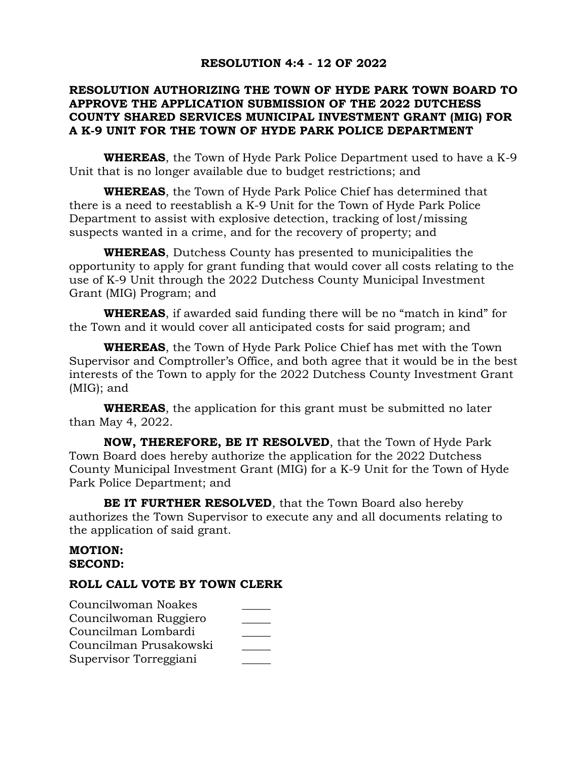**RESOLUTION 4:4 - 12 OF 2022**

**RESOLUTION AUTHORIZING THE TOWN OF HYDE PARK TOWN BOARD TO APPROVE THE APPLICATION SUBMISSION OF THE 2022 DUTCHESS COUNTY SHARED SERVICES MUNICIPAL INVESTMENT GRANT (MIG) FOR A K-9 UNIT FOR THE TOWN OF HYDE PARK POLICE DEPARTMENT**

**WHEREAS**, the Town of Hyde Park Police Department used to have a K-9 Unit that is no longer available due to budget restrictions; and

**WHEREAS**, the Town of Hyde Park Police Chief has determined that there is a need to reestablish a K-9 Unit for the Town of Hyde Park Police Department to assist with explosive detection, tracking of lost/missing suspects wanted in a crime, and for the recovery of property; and

**WHEREAS**, Dutchess County has presented to municipalities the opportunity to apply for grant funding that would cover all costs relating to the use of K-9 Unit through the 2022 Dutchess County Municipal Investment Grant (MIG) Program; and

**WHEREAS**, if awarded said funding there will be no "match in kind" for the Town and it would cover all anticipated costs for said program; and

**WHEREAS**, the Town of Hyde Park Police Chief has met with the Town Supervisor and Comptroller's Office, and both agree that it would be in the best interests of the Town to apply for the 2022 Dutchess County Investment Grant (MIG); and

**WHEREAS**, the application for this grant must be submitted no later than May 4, 2022.

**NOW, THEREFORE, BE IT RESOLVED**, that the Town of Hyde Park Town Board does hereby authorize the application for the 2022 Dutchess County Municipal Investment Grant (MIG) for a K-9 Unit for the Town of Hyde Park Police Department; and

**BE IT FURTHER RESOLVED**, that the Town Board also hereby authorizes the Town Supervisor to execute any and all documents relating to the application of said grant.

**MOTION:**
**SECOND:**

**ROLL CALL VOTE BY TOWN CLERK**

Councilwoman Noakes _____
Councilwoman Ruggiero _____
Councilman Lombardi _____
Councilman Prusakowski _____
Supervisor Torreggiani _____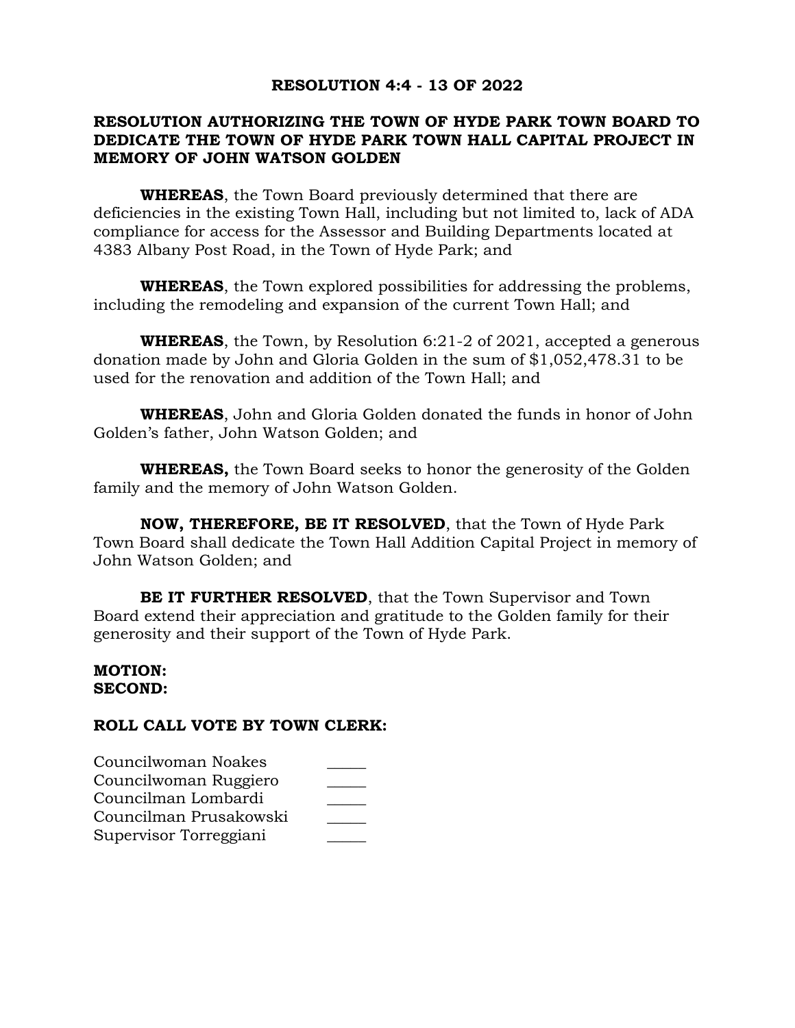**RESOLUTION 4:4 - 13 OF 2022**

**RESOLUTION AUTHORIZING THE TOWN OF HYDE PARK TOWN BOARD TO DEDICATE THE TOWN OF HYDE PARK TOWN HALL CAPITAL PROJECT IN MEMORY OF JOHN WATSON GOLDEN**

**WHEREAS**, the Town Board previously determined that there are deficiencies in the existing Town Hall, including but not limited to, lack of ADA compliance for access for the Assessor and Building Departments located at 4383 Albany Post Road, in the Town of Hyde Park; and

**WHEREAS**, the Town explored possibilities for addressing the problems, including the remodeling and expansion of the current Town Hall; and

**WHEREAS**, the Town, by Resolution 6:21-2 of 2021, accepted a generous donation made by John and Gloria Golden in the sum of $1,052,478.31 to be used for the renovation and addition of the Town Hall; and

**WHEREAS**, John and Gloria Golden donated the funds in honor of John Golden's father, John Watson Golden; and

**WHEREAS,** the Town Board seeks to honor the generosity of the Golden family and the memory of John Watson Golden.

**NOW, THEREFORE, BE IT RESOLVED**, that the Town of Hyde Park Town Board shall dedicate the Town Hall Addition Capital Project in memory of John Watson Golden; and

**BE IT FURTHER RESOLVED**, that the Town Supervisor and Town Board extend their appreciation and gratitude to the Golden family for their generosity and their support of the Town of Hyde Park.

**MOTION:**
**SECOND:**

**ROLL CALL VOTE BY TOWN CLERK:**

| | |
|---|---|
| Councilwoman Noakes | _____ |
| Councilwoman Ruggiero | _____ |
| Councilman Lombardi | _____ |
| Councilman Prusakowski | _____ |
| Supervisor Torreggiani | _____ |